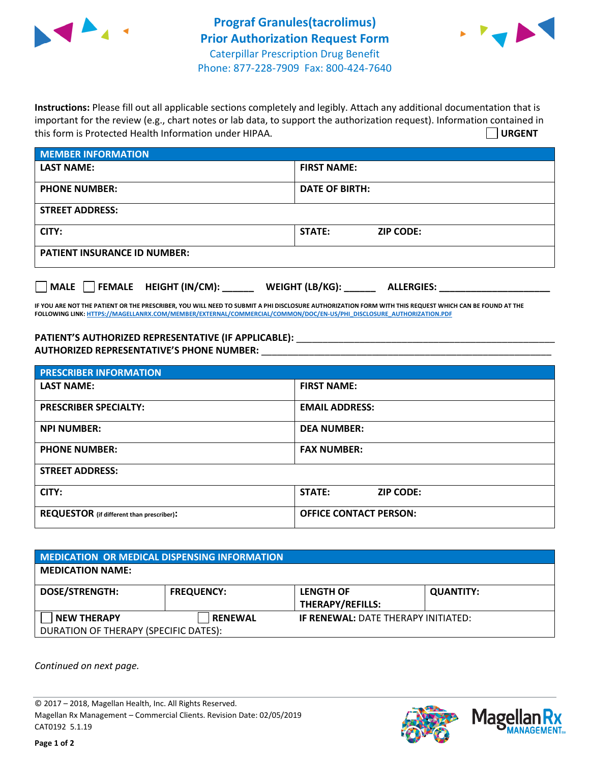# Prograf Granules(tacrolimus) Prior Authorization Request Form

Caterpillar Prescription Drug Benefit
Phone: 877-228-7909 Fax: 800-424-7640

**Instructions:** Please fill out all applicable sections completely and legibly. Attach any additional documentation that is important for the review (e.g., chart notes or lab data, to support the authorization request). Information contained in this form is Protected Health Information under HIPAA.

☐ **URGENT**

| MEMBER INFORMATION | |
|---|---|
| **LAST NAME:** | **FIRST NAME:** |
| **PHONE NUMBER:** | **DATE OF BIRTH:** |
| **STREET ADDRESS:** | |
| **CITY:** | **STATE:** **ZIP CODE:** |
| **PATIENT INSURANCE ID NUMBER:** | |

☐ **MALE** ☐ **FEMALE** **HEIGHT (IN/CM):** ______ **WEIGHT (LB/KG):** ______ **ALLERGIES:** ____________________

**IF YOU ARE NOT THE PATIENT OR THE PRESCRIBER, YOU WILL NEED TO SUBMIT A PHI DISCLOSURE AUTHORIZATION FORM WITH THIS REQUEST WHICH CAN BE FOUND AT THE FOLLOWING LINK: HTTPS://MAGELLANRX.COM/MEMBER/EXTERNAL/COMMERCIAL/COMMON/DOC/EN-US/PHI_DISCLOSURE_AUTHORIZATION.PDF**

**PATIENT'S AUTHORIZED REPRESENTATIVE (IF APPLICABLE):** ____________________________________________

**AUTHORIZED REPRESENTATIVE'S PHONE NUMBER:** ____________________________________________

| PRESCRIBER INFORMATION | |
|---|---|
| **LAST NAME:** | **FIRST NAME:** |
| **PRESCRIBER SPECIALTY:** | **EMAIL ADDRESS:** |
| **NPI NUMBER:** | **DEA NUMBER:** |
| **PHONE NUMBER:** | **FAX NUMBER:** |
| **STREET ADDRESS:** | |
| **CITY:** | **STATE:** **ZIP CODE:** |
| **REQUESTOR** (if different than prescriber)**:** | **OFFICE CONTACT PERSON:** |

| MEDICATION OR MEDICAL DISPENSING INFORMATION | | | |
|---|---|---|---|
| **MEDICATION NAME:** | | | |
| **DOSE/STRENGTH:** | **FREQUENCY:** | **LENGTH OF THERAPY/REFILLS:** | **QUANTITY:** |
| ☐ **NEW THERAPY** | ☐ **RENEWAL** | **IF RENEWAL:** DATE THERAPY INITIATED: | |
| DURATION OF THERAPY (SPECIFIC DATES): | | | |

*Continued on next page.*

© 2017 – 2018, Magellan Health, Inc. All Rights Reserved.
Magellan Rx Management – Commercial Clients. Revision Date: 02/05/2019
CAT0192 5.1.19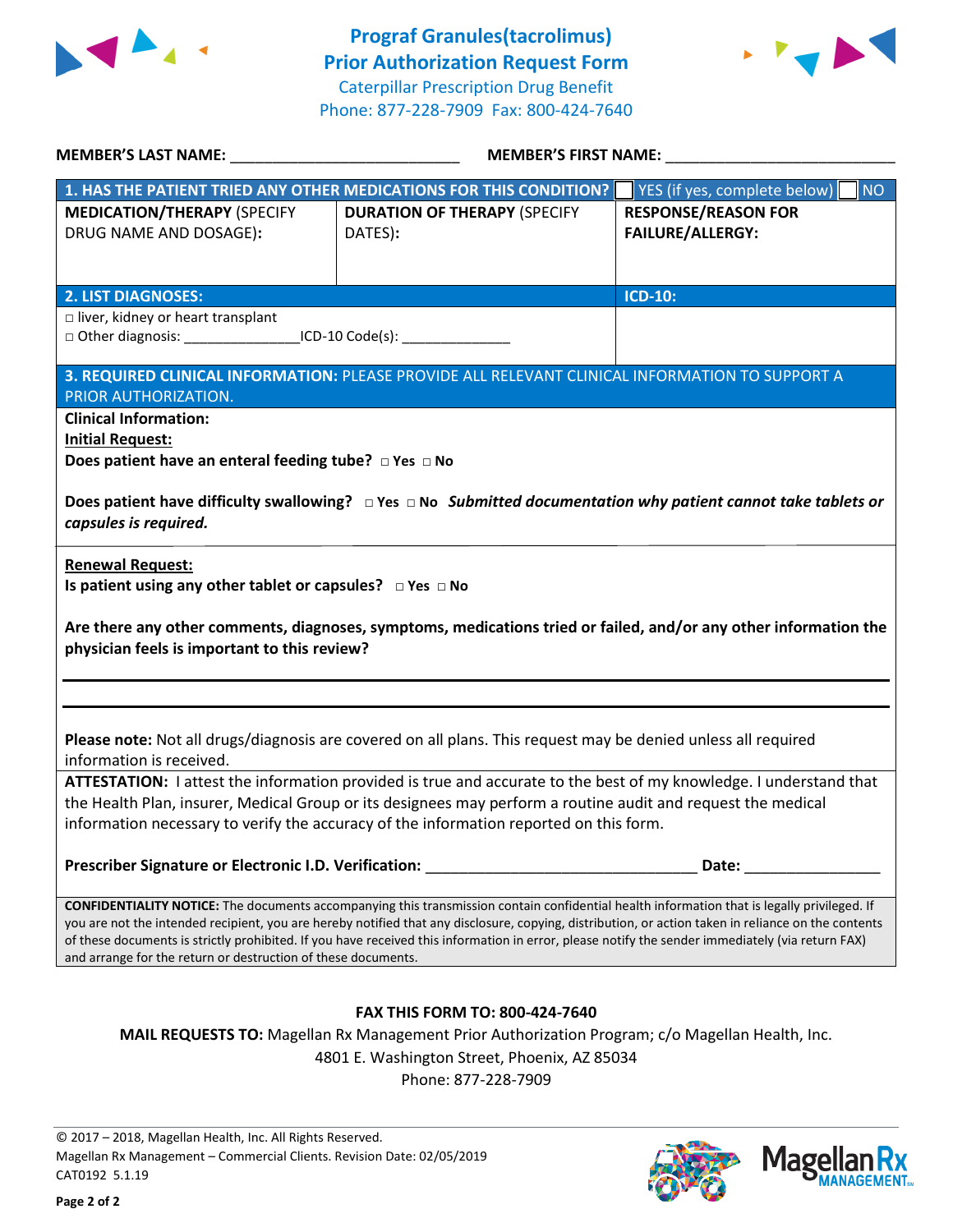# Prograf Granules(tacrolimus)
# Prior Authorization Request Form

Caterpillar Prescription Drug Benefit
Phone: 877-228-7909 Fax: 800-424-7640

**MEMBER'S LAST NAME:** ___________________________ **MEMBER'S FIRST NAME:** ___________________________

| **1. HAS THE PATIENT TRIED ANY OTHER MEDICATIONS FOR THIS CONDITION?** | | ☐ YES (if yes, complete below) ☐ NO |
|---|---|---|
| **MEDICATION/THERAPY** (SPECIFY DRUG NAME AND DOSAGE)**:** | **DURATION OF THERAPY** (SPECIFY DATES)**:** | **RESPONSE/REASON FOR FAILURE/ALLERGY:** |

| **2. LIST DIAGNOSES:** | **ICD-10:** |
|---|---|
| □ liver, kidney or heart transplant<br>□ Other diagnosis: ______________ICD-10 Code(s): ______________ | |

**3. REQUIRED CLINICAL INFORMATION:** PLEASE PROVIDE ALL RELEVANT CLINICAL INFORMATION TO SUPPORT A PRIOR AUTHORIZATION.

**Clinical Information:**

**Initial Request:**

**Does patient have an enteral feeding tube?** □ **Yes** □ **No**

**Does patient have difficulty swallowing?** □ **Yes** □ **No** ***Submitted documentation why patient cannot take tablets or capsules is required.***

**Renewal Request:**

**Is patient using any other tablet or capsules?** □ **Yes** □ **No**

**Are there any other comments, diagnoses, symptoms, medications tried or failed, and/or any other information the physician feels is important to this review?**

______________________________________________________________________________

______________________________________________________________________________

**Please note:** Not all drugs/diagnosis are covered on all plans. This request may be denied unless all required information is received.

**ATTESTATION:** I attest the information provided is true and accurate to the best of my knowledge. I understand that the Health Plan, insurer, Medical Group or its designees may perform a routine audit and request the medical information necessary to verify the accuracy of the information reported on this form.

**Prescriber Signature or Electronic I.D. Verification:** _______________________________ **Date:** _______________

**CONFIDENTIALITY NOTICE:** The documents accompanying this transmission contain confidential health information that is legally privileged. If you are not the intended recipient, you are hereby notified that any disclosure, copying, distribution, or action taken in reliance on the contents of these documents is strictly prohibited. If you have received this information in error, please notify the sender immediately (via return FAX) and arrange for the return or destruction of these documents.

**FAX THIS FORM TO: 800-424-7640**

**MAIL REQUESTS TO:** Magellan Rx Management Prior Authorization Program; c/o Magellan Health, Inc.
4801 E. Washington Street, Phoenix, AZ 85034
Phone: 877-228-7909

© 2017 – 2018, Magellan Health, Inc. All Rights Reserved.
Magellan Rx Management – Commercial Clients. Revision Date: 02/05/2019
CAT0192 5.1.19